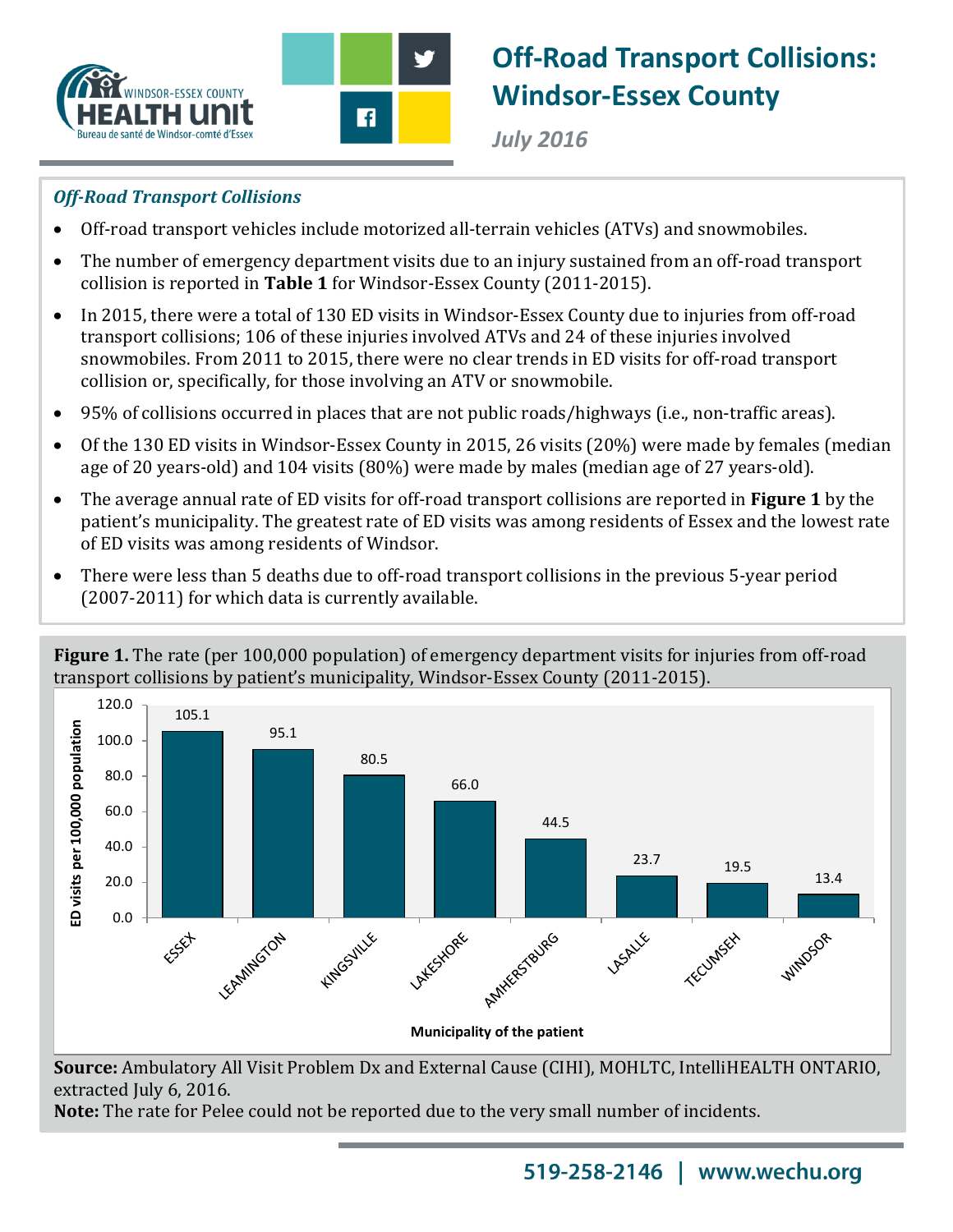# Off-Road Transport Collisions: Windsor-Essex County

*July 2016*

### *Off-Road Transport Collisions*

- Off-road transport vehicles include motorized all-terrain vehicles (ATVs) and snowmobiles.
- The number of emergency department visits due to an injury sustained from an off-road transport collision is reported in **Table 1** for Windsor-Essex County (2011-2015).
- In 2015, there were a total of 130 ED visits in Windsor-Essex County due to injuries from off-road transport collisions; 106 of these injuries involved ATVs and 24 of these injuries involved snowmobiles. From 2011 to 2015, there were no clear trends in ED visits for off-road transport collision or, specifically, for those involving an ATV or snowmobile.
- 95% of collisions occurred in places that are not public roads/highways (i.e., non-traffic areas).
- Of the 130 ED visits in Windsor-Essex County in 2015, 26 visits (20%) were made by females (median age of 20 years-old) and 104 visits (80%) were made by males (median age of 27 years-old).
- The average annual rate of ED visits for off-road transport collisions are reported in **Figure 1** by the patient's municipality. The greatest rate of ED visits was among residents of Essex and the lowest rate of ED visits was among residents of Windsor.
- There were less than 5 deaths due to off-road transport collisions in the previous 5-year period (2007-2011) for which data is currently available.

**Figure 1.** The rate (per 100,000 population) of emergency department visits for injuries from off-road transport collisions by patient's municipality, Windsor-Essex County (2011-2015).

ED visits per 100,000 population

120.0
100.0
80.0
60.0
40.0
20.0
0.0

ESSEX 105.1
LEAMINGTON 95.1
KINGSVILLE 80.5
LAKESHORE 66.0
AMHERSTBURG 44.5
LASALLE 23.7
TECUMSEH 19.5
WINDSOR 13.4

Municipality of the patient

**Source:** Ambulatory All Visit Problem Dx and External Cause (CIHI), MOHLTC, IntelliHEALTH ONTARIO, extracted July 6, 2016.
**Note:** The rate for Pelee could not be reported due to the very small number of incidents.

519-258-2146 | www.wechu.org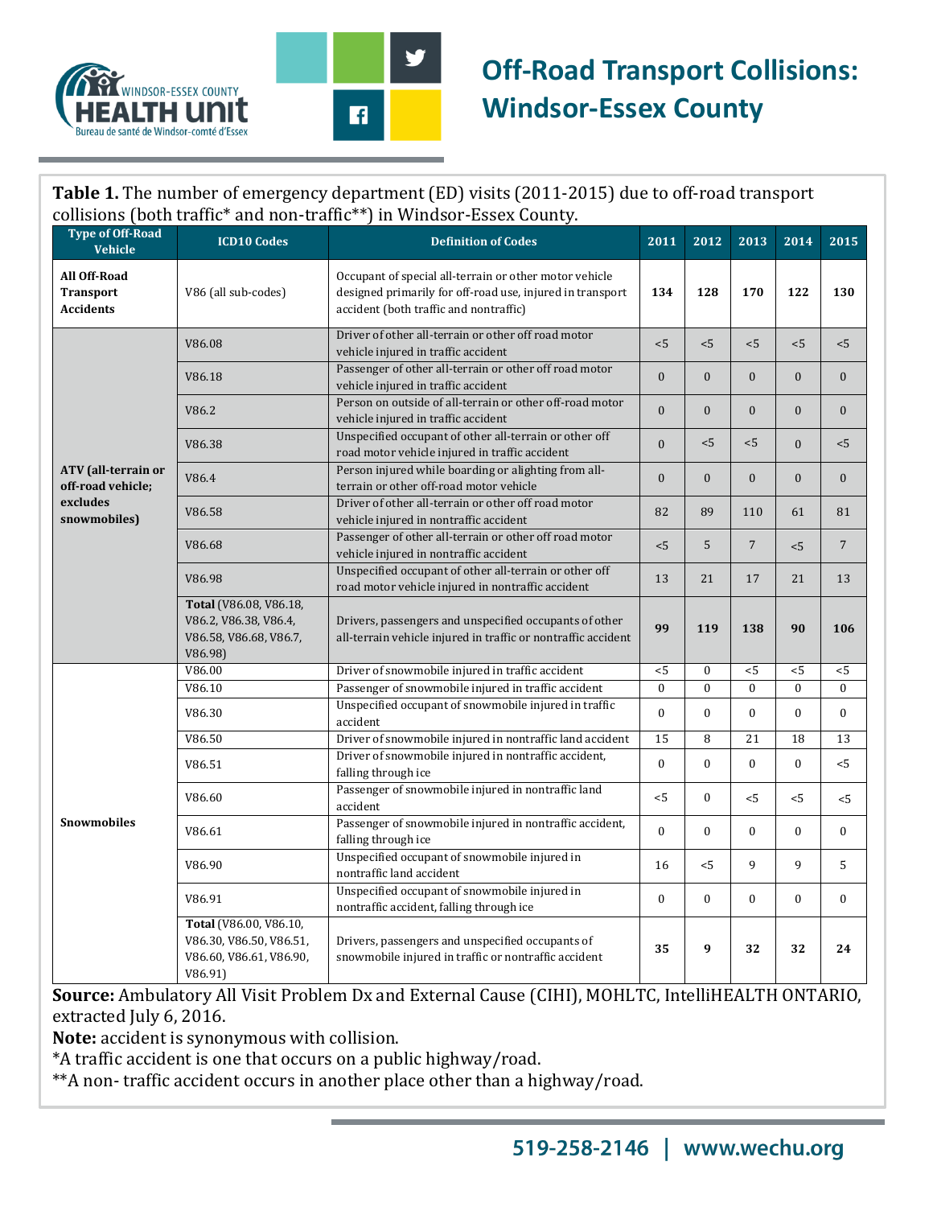# Off-Road Transport Collisions: Windsor-Essex County

**Table 1.** The number of emergency department (ED) visits (2011-2015) due to off-road transport collisions (both traffic* and non-traffic**) in Windsor-Essex County.

| Type of Off-Road Vehicle | ICD10 Codes | Definition of Codes | 2011 | 2012 | 2013 | 2014 | 2015 |
|---|---|---|---|---|---|---|---|
| **All Off-Road Transport Accidents** | V86 (all sub-codes) | Occupant of special all-terrain or other motor vehicle designed primarily for off-road use, injured in transport accident (both traffic and nontraffic) | **134** | **128** | **170** | **122** | **130** |
| ATV (all-terrain or off-road vehicle; excludes snowmobiles) | V86.08 | Driver of other all-terrain or other off road motor vehicle injured in traffic accident | <5 | <5 | <5 | <5 | <5 |
| | V86.18 | Passenger of other all-terrain or other off road motor vehicle injured in traffic accident | 0 | 0 | 0 | 0 | 0 |
| | V86.2 | Person on outside of all-terrain or other off-road motor vehicle injured in traffic accident | 0 | 0 | 0 | 0 | 0 |
| | V86.38 | Unspecified occupant of other all-terrain or other off road motor vehicle injured in traffic accident | 0 | <5 | <5 | 0 | <5 |
| | V86.4 | Person injured while boarding or alighting from all-terrain or other off-road motor vehicle | 0 | 0 | 0 | 0 | 0 |
| | V86.58 | Driver of other all-terrain or other off road motor vehicle injured in nontraffic accident | 82 | 89 | 110 | 61 | 81 |
| | V86.68 | Passenger of other all-terrain or other off road motor vehicle injured in nontraffic accident | <5 | 5 | 7 | <5 | 7 |
| | V86.98 | Unspecified occupant of other all-terrain or other off road motor vehicle injured in nontraffic accident | 13 | 21 | 17 | 21 | 13 |
| | **Total** (V86.08, V86.18, V86.2, V86.38, V86.4, V86.58, V86.68, V86.7, V86.98) | Drivers, passengers and unspecified occupants of other all-terrain vehicle injured in traffic or nontraffic accident | **99** | **119** | **138** | **90** | **106** |
| **Snowmobiles** | V86.00 | Driver of snowmobile injured in traffic accident | <5 | 0 | <5 | <5 | <5 |
| | V86.10 | Passenger of snowmobile injured in traffic accident | 0 | 0 | 0 | 0 | 0 |
| | V86.30 | Unspecified occupant of snowmobile injured in traffic accident | 0 | 0 | 0 | 0 | 0 |
| | V86.50 | Driver of snowmobile injured in nontraffic land accident | 15 | 8 | 21 | 18 | 13 |
| | V86.51 | Driver of snowmobile injured in nontraffic accident, falling through ice | 0 | 0 | 0 | 0 | <5 |
| | V86.60 | Passenger of snowmobile injured in nontraffic land accident | <5 | 0 | <5 | <5 | <5 |
| | V86.61 | Passenger of snowmobile injured in nontraffic accident, falling through ice | 0 | 0 | 0 | 0 | 0 |
| | V86.90 | Unspecified occupant of snowmobile injured in nontraffic land accident | 16 | <5 | 9 | 9 | 5 |
| | V86.91 | Unspecified occupant of snowmobile injured in nontraffic accident, falling through ice | 0 | 0 | 0 | 0 | 0 |
| | **Total** (V86.00, V86.10, V86.30, V86.50, V86.51, V86.60, V86.61, V86.90, V86.91) | Drivers, passengers and unspecified occupants of snowmobile injured in traffic or nontraffic accident | **35** | **9** | **32** | **32** | **24** |

**Source:** Ambulatory All Visit Problem Dx and External Cause (CIHI), MOHLTC, IntelliHEALTH ONTARIO, extracted July 6, 2016.

**Note:** accident is synonymous with collision.

*A traffic accident is one that occurs on a public highway/road.

**A non- traffic accident occurs in another place other than a highway/road.

519-258-2146 | www.wechu.org